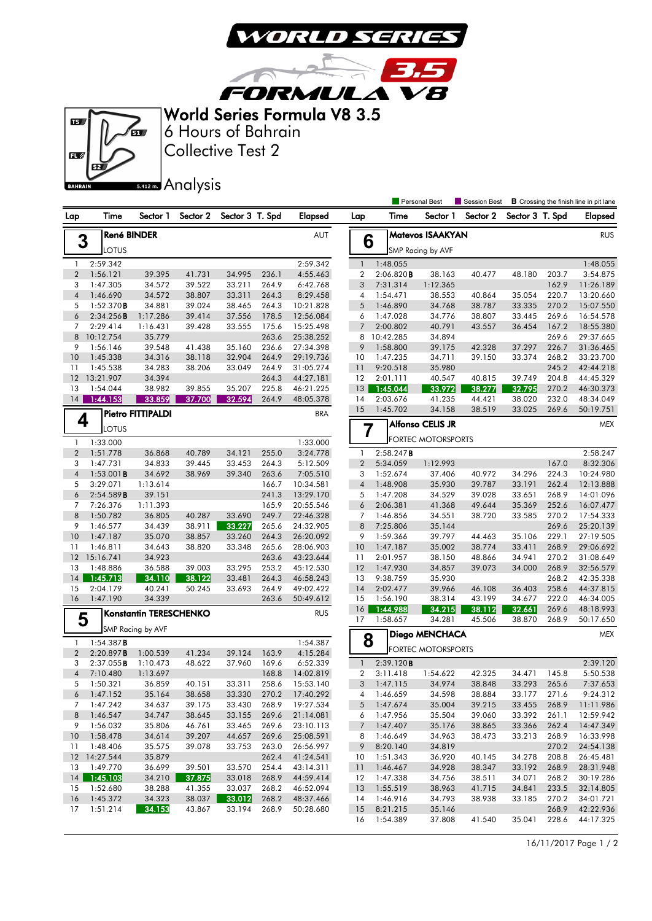# World Series Formula V8 3.5

## 6 Hours of Bahrain

## Collective Test 2

## Analysis

Legend: Personal Best | Session Best | **B** Crossing the finish line in pit lane

### 3 René BINDER — AUT — LOTUS

| Lap | Time | Sector 1 | Sector 2 | Sector 3 | T. Spd | Elapsed |
|---|---|---|---|---|---|---|
| 1 | 2:59.342 | | | | | 2:59.342 |
| 2 | 1:56.121 | 39.395 | 41.731 | 34.995 | 236.1 | 4:55.463 |
| 3 | 1:47.305 | 34.572 | 39.522 | 33.211 | 264.9 | 6:42.768 |
| 4 | 1:46.690 | 34.572 | 38.807 | 33.311 | 264.3 | 8:29.458 |
| 5 | 1:52.370 B | 34.881 | 39.024 | 38.465 | 264.3 | 10:21.828 |
| 6 | 2:34.256 B | 1:17.286 | 39.414 | 37.556 | 178.5 | 12:56.084 |
| 7 | 2:29.414 | 1:16.431 | 39.428 | 33.555 | 175.6 | 15:25.498 |
| 8 | 10:12.754 | 35.779 | | | 263.6 | 25:38.252 |
| 9 | 1:56.146 | 39.548 | 41.438 | 35.160 | 236.6 | 27:34.398 |
| 10 | 1:45.338 | 34.316 | 38.118 | 32.904 | 264.9 | 29:19.736 |
| 11 | 1:45.538 | 34.283 | 38.206 | 33.049 | 264.9 | 31:05.274 |
| 12 | 13:21.907 | 34.394 | | | 264.3 | 44:27.181 |
| 13 | 1:54.044 | 38.982 | 39.855 | 35.207 | 225.8 | 46:21.225 |
| 14 | 1:44.153 | 33.859 | 37.700 | 32.594 | 264.9 | 48:05.378 |

### 4 Pietro FITTIPALDI — BRA — LOTUS

| Lap | Time | Sector 1 | Sector 2 | Sector 3 | T. Spd | Elapsed |
|---|---|---|---|---|---|---|
| 1 | 1:33.000 | | | | | 1:33.000 |
| 2 | 1:51.778 | 36.868 | 40.789 | 34.121 | 255.0 | 3:24.778 |
| 3 | 1:47.731 | 34.833 | 39.445 | 33.453 | 264.3 | 5:12.509 |
| 4 | 1:53.001 B | 34.692 | 38.969 | 39.340 | 263.6 | 7:05.510 |
| 5 | 3:29.071 | 1:13.614 | | | 166.7 | 10:34.581 |
| 6 | 2:54.589 B | 39.151 | | | 241.3 | 13:29.170 |
| 7 | 7:26.376 | 1:11.393 | | | 165.9 | 20:55.546 |
| 8 | 1:50.782 | 36.805 | 40.287 | 33.690 | 249.7 | 22:46.328 |
| 9 | 1:46.577 | 34.439 | 38.911 | 33.227 | 265.6 | 24:32.905 |
| 10 | 1:47.187 | 35.070 | 38.857 | 33.260 | 264.3 | 26:20.092 |
| 11 | 1:46.811 | 34.643 | 38.820 | 33.348 | 265.6 | 28:06.903 |
| 12 | 15:16.741 | 34.923 | | | 263.6 | 43:23.644 |
| 13 | 1:48.886 | 36.588 | 39.003 | 33.295 | 253.2 | 45:12.530 |
| 14 | 1:45.713 | 34.110 | 38.122 | 33.481 | 264.3 | 46:58.243 |
| 15 | 2:04.179 | 40.241 | 50.245 | 33.693 | 264.9 | 49:02.422 |
| 16 | 1:47.190 | 34.339 | | | 263.6 | 50:49.612 |

### 5 Konstantin TERESCHENKO — RUS — SMP Racing by AVF

| Lap | Time | Sector 1 | Sector 2 | Sector 3 | T. Spd | Elapsed |
|---|---|---|---|---|---|---|
| 1 | 1:54.387 B | | | | | 1:54.387 |
| 2 | 2:20.897 B | 1:00.539 | 41.234 | 39.124 | 163.9 | 4:15.284 |
| 3 | 2:37.055 B | 1:10.473 | 48.622 | 37.960 | 169.6 | 6:52.339 |
| 4 | 7:10.480 | 1:13.697 | | | 168.8 | 14:02.819 |
| 5 | 1:50.321 | 36.859 | 40.151 | 33.311 | 258.6 | 15:53.140 |
| 6 | 1:47.152 | 35.164 | 38.658 | 33.330 | 270.2 | 17:40.292 |
| 7 | 1:47.242 | 34.637 | 39.175 | 33.430 | 268.9 | 19:27.534 |
| 8 | 1:46.547 | 34.747 | 38.645 | 33.155 | 269.6 | 21:14.081 |
| 9 | 1:56.032 | 35.806 | 46.761 | 33.465 | 269.6 | 23:10.113 |
| 10 | 1:58.478 | 34.614 | 39.207 | 44.657 | 269.6 | 25:08.591 |
| 11 | 1:48.406 | 35.575 | 39.078 | 33.753 | 263.0 | 26:56.997 |
| 12 | 14:27.544 | 35.879 | | | 262.4 | 41:24.541 |
| 13 | 1:49.770 | 36.699 | 39.501 | 33.570 | 254.4 | 43:14.311 |
| 14 | 1:45.103 | 34.210 | 37.875 | 33.018 | 268.9 | 44:59.414 |
| 15 | 1:52.680 | 38.288 | 41.355 | 33.037 | 268.2 | 46:52.094 |
| 16 | 1:45.372 | 34.323 | 38.037 | 33.012 | 268.2 | 48:37.466 |
| 17 | 1:51.214 | 34.153 | 43.867 | 33.194 | 268.9 | 50:28.680 |

### 6 Matevos ISAAKYAN — RUS — SMP Racing by AVF

| Lap | Time | Sector 1 | Sector 2 | Sector 3 | T. Spd | Elapsed |
|---|---|---|---|---|---|---|
| 1 | 1:48.055 | | | | | 1:48.055 |
| 2 | 2:06.820 B | 38.163 | 40.477 | 48.180 | 203.7 | 3:54.875 |
| 3 | 7:31.314 | 1:12.365 | | | 162.9 | 11:26.189 |
| 4 | 1:54.471 | 38.553 | 40.864 | 35.054 | 220.7 | 13:20.660 |
| 5 | 1:46.890 | 34.768 | 38.787 | 33.335 | 270.2 | 15:07.550 |
| 6 | 1:47.028 | 34.776 | 38.807 | 33.445 | 269.6 | 16:54.578 |
| 7 | 2:00.802 | 40.791 | 43.557 | 36.454 | 167.2 | 18:55.380 |
| 8 | 10:42.285 | 34.894 | | | 269.6 | 29:37.665 |
| 9 | 1:58.800 | 39.175 | 42.328 | 37.297 | 226.7 | 31:36.465 |
| 10 | 1:47.235 | 34.711 | 39.150 | 33.374 | 268.2 | 33:23.700 |
| 11 | 9:20.518 | 35.980 | | | 245.2 | 42:44.218 |
| 12 | 2:01.111 | 40.547 | 40.815 | 39.749 | 204.8 | 44:45.329 |
| 13 | 1:45.044 | 33.972 | 38.277 | 32.795 | 270.2 | 46:30.373 |
| 14 | 2:03.676 | 41.235 | 44.421 | 38.020 | 232.0 | 48:34.049 |
| 15 | 1:45.702 | 34.158 | 38.519 | 33.025 | 269.6 | 50:19.751 |

### 7 Alfonso CELIS JR — MEX — FORTEC MOTORSPORTS

| Lap | Time | Sector 1 | Sector 2 | Sector 3 | T. Spd | Elapsed |
|---|---|---|---|---|---|---|
| 1 | 2:58.247 B | | | | | 2:58.247 |
| 2 | 5:34.059 | 1:12.993 | | | 167.0 | 8:32.306 |
| 3 | 1:52.674 | 37.406 | 40.972 | 34.296 | 224.3 | 10:24.980 |
| 4 | 1:48.908 | 35.930 | 39.787 | 33.191 | 262.4 | 12:13.888 |
| 5 | 1:47.208 | 34.529 | 39.028 | 33.651 | 268.9 | 14:01.096 |
| 6 | 2:06.381 | 41.368 | 49.644 | 35.369 | 252.6 | 16:07.477 |
| 7 | 1:46.856 | 34.551 | 38.720 | 33.585 | 270.2 | 17:54.333 |
| 8 | 7:25.806 | 35.144 | | | 269.6 | 25:20.139 |
| 9 | 1:59.366 | 39.797 | 44.463 | 35.106 | 229.1 | 27:19.505 |
| 10 | 1:47.187 | 35.002 | 38.774 | 33.411 | 268.9 | 29:06.692 |
| 11 | 2:01.957 | 38.150 | 48.866 | 34.941 | 270.2 | 31:08.649 |
| 12 | 1:47.930 | 34.857 | 39.073 | 34.000 | 268.9 | 32:56.579 |
| 13 | 9:38.759 | 35.930 | | | 268.2 | 42:35.338 |
| 14 | 2:02.477 | 39.966 | 46.108 | 36.403 | 258.6 | 44:37.815 |
| 15 | 1:56.190 | 38.314 | 43.199 | 34.677 | 222.0 | 46:34.005 |
| 16 | 1:44.988 | 34.215 | 38.112 | 32.661 | 269.6 | 48:18.993 |
| 17 | 1:58.657 | 34.281 | 45.506 | 38.870 | 268.9 | 50:17.650 |

### 8 Diego MENCHACA — MEX — FORTEC MOTORSPORTS

| Lap | Time | Sector 1 | Sector 2 | Sector 3 | T. Spd | Elapsed |
|---|---|---|---|---|---|---|
| 1 | 2:39.120 B | | | | | 2:39.120 |
| 2 | 3:11.418 | 1:54.622 | 42.325 | 34.471 | 145.8 | 5:50.538 |
| 3 | 1:47.115 | 34.974 | 38.848 | 33.293 | 265.6 | 7:37.653 |
| 4 | 1:46.659 | 34.598 | 38.884 | 33.177 | 271.6 | 9:24.312 |
| 5 | 1:47.674 | 35.004 | 39.215 | 33.455 | 268.9 | 11:11.986 |
| 6 | 1:47.956 | 35.504 | 39.060 | 33.392 | 261.1 | 12:59.942 |
| 7 | 1:47.407 | 35.176 | 38.865 | 33.366 | 262.4 | 14:47.349 |
| 8 | 1:46.649 | 34.963 | 38.473 | 33.213 | 268.9 | 16:33.998 |
| 9 | 8:20.140 | 34.819 | | | 270.2 | 24:54.138 |
| 10 | 1:51.343 | 36.920 | 40.145 | 34.278 | 208.8 | 26:45.481 |
| 11 | 1:46.467 | 34.928 | 38.347 | 33.192 | 268.9 | 28:31.948 |
| 12 | 1:47.338 | 34.756 | 38.511 | 34.071 | 268.2 | 30:19.286 |
| 13 | 1:55.519 | 38.963 | 41.715 | 34.841 | 233.5 | 32:14.805 |
| 14 | 1:46.916 | 34.793 | 38.938 | 33.185 | 270.2 | 34:01.721 |
| 15 | 8:21.215 | 35.146 | | | 268.9 | 42:22.936 |
| 16 | 1:54.389 | 37.808 | 41.540 | 35.041 | 228.6 | 44:17.325 |

16/11/2017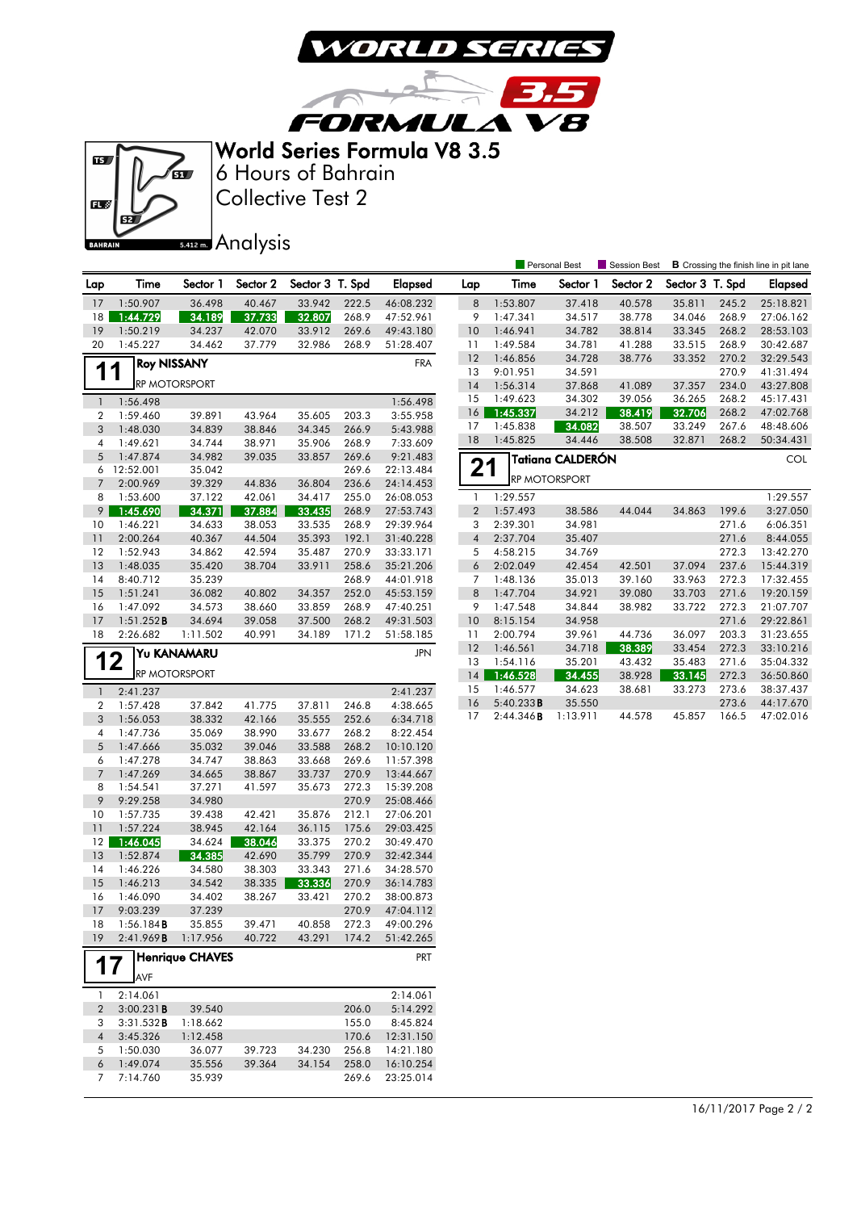# World Series Formula V8 3.5

6 Hours of Bahrain

Collective Test 2

Analysis

Personal Best | Session Best | **B** Crossing the finish line in pit lane

| Lap | Time | Sector 1 | Sector 2 | Sector 3 | T. Spd | Elapsed |
|---|---|---|---|---|---|---|
| 17 | 1:50.907 | 36.498 | 40.467 | 33.942 | 222.5 | 46:08.232 |
| 18 | 1:44.729 | 34.189 | 37.733 | 32.807 | 268.9 | 47:52.961 |
| 19 | 1:50.219 | 34.237 | 42.070 | 33.912 | 269.6 | 49:43.180 |
| 20 | 1:45.227 | 34.462 | 37.779 | 32.986 | 268.9 | 51:28.407 |

## 11 Roy NISSANY — FRA

RP MOTORSPORT

| Lap | Time | Sector 1 | Sector 2 | Sector 3 | T. Spd | Elapsed |
|---|---|---|---|---|---|---|
| 1 | 1:56.498 | | | | | 1:56.498 |
| 2 | 1:59.460 | 39.891 | 43.964 | 35.605 | 203.3 | 3:55.958 |
| 3 | 1:48.030 | 34.839 | 38.846 | 34.345 | 266.9 | 5:43.988 |
| 4 | 1:49.621 | 34.744 | 38.971 | 35.906 | 268.9 | 7:33.609 |
| 5 | 1:47.874 | 34.982 | 39.035 | 33.857 | 269.6 | 9:21.483 |
| 6 | 12:52.001 | 35.042 | | | 269.6 | 22:13.484 |
| 7 | 2:00.969 | 39.329 | 44.836 | 36.804 | 236.6 | 24:14.453 |
| 8 | 1:53.600 | 37.122 | 42.061 | 34.417 | 255.0 | 26:08.053 |
| 9 | 1:45.690 | 34.371 | 37.884 | 33.435 | 268.9 | 27:53.743 |
| 10 | 1:46.221 | 34.633 | 38.053 | 33.535 | 268.9 | 29:39.964 |
| 11 | 2:00.264 | 40.367 | 44.504 | 35.393 | 192.1 | 31:40.228 |
| 12 | 1:52.943 | 34.862 | 42.594 | 35.487 | 270.9 | 33:33.171 |
| 13 | 1:48.035 | 35.420 | 38.704 | 33.911 | 258.6 | 35:21.206 |
| 14 | 8:40.712 | 35.239 | | | 268.9 | 44:01.918 |
| 15 | 1:51.241 | 36.082 | 40.802 | 34.357 | 252.0 | 45:53.159 |
| 16 | 1:47.092 | 34.573 | 38.660 | 33.859 | 268.9 | 47:40.251 |
| 17 | 1:51.252 **B** | 34.694 | 39.058 | 37.500 | 268.2 | 49:31.503 |
| 18 | 2:26.682 | 1:11.502 | 40.991 | 34.189 | 171.2 | 51:58.185 |

## 12 Yu KANAMARU — JPN

RP MOTORSPORT

| Lap | Time | Sector 1 | Sector 2 | Sector 3 | T. Spd | Elapsed |
|---|---|---|---|---|---|---|
| 1 | 2:41.237 | | | | | 2:41.237 |
| 2 | 1:57.428 | 37.842 | 41.775 | 37.811 | 246.8 | 4:38.665 |
| 3 | 1:56.053 | 38.332 | 42.166 | 35.555 | 252.6 | 6:34.718 |
| 4 | 1:47.736 | 35.069 | 38.990 | 33.677 | 268.2 | 8:22.454 |
| 5 | 1:47.666 | 35.032 | 39.046 | 33.588 | 268.2 | 10:10.120 |
| 6 | 1:47.278 | 34.747 | 38.863 | 33.668 | 269.6 | 11:57.398 |
| 7 | 1:47.269 | 34.665 | 38.867 | 33.737 | 270.9 | 13:44.667 |
| 8 | 1:54.541 | 37.271 | 41.597 | 35.673 | 272.3 | 15:39.208 |
| 9 | 9:29.258 | 34.980 | | | 270.9 | 25:08.466 |
| 10 | 1:57.735 | 39.438 | 42.421 | 35.876 | 212.1 | 27:06.201 |
| 11 | 1:57.224 | 38.945 | 42.164 | 36.115 | 175.6 | 29:03.425 |
| 12 | 1:46.045 | 34.624 | 38.046 | 33.375 | 270.2 | 30:49.470 |
| 13 | 1:52.874 | 34.385 | 42.690 | 35.799 | 270.9 | 32:42.344 |
| 14 | 1:46.226 | 34.580 | 38.303 | 33.343 | 271.6 | 34:28.570 |
| 15 | 1:46.213 | 34.542 | 38.335 | 33.336 | 270.9 | 36:14.783 |
| 16 | 1:46.090 | 34.402 | 38.267 | 33.421 | 270.2 | 38:00.873 |
| 17 | 9:03.239 | 37.239 | | | 270.9 | 47:04.112 |
| 18 | 1:56.184 **B** | 35.855 | 39.471 | 40.858 | 272.3 | 49:00.296 |
| 19 | 2:41.969 **B** | 1:17.956 | 40.722 | 43.291 | 174.2 | 51:42.265 |

## 17 Henrique CHAVES — PRT

AVF

| Lap | Time | Sector 1 | Sector 2 | Sector 3 | T. Spd | Elapsed |
|---|---|---|---|---|---|---|
| 1 | 2:14.061 | | | | | 2:14.061 |
| 2 | 3:00.231 **B** | 39.540 | | | 206.0 | 5:14.292 |
| 3 | 3:31.532 **B** | 1:18.662 | | | 155.0 | 8:45.824 |
| 4 | 3:45.326 | 1:12.458 | | | 170.6 | 12:31.150 |
| 5 | 1:50.030 | 36.077 | 39.723 | 34.230 | 256.8 | 14:21.180 |
| 6 | 1:49.074 | 35.556 | 39.364 | 34.154 | 258.0 | 16:10.254 |
| 7 | 7:14.760 | 35.939 | | | 269.6 | 23:25.014 |
| 8 | 1:53.807 | 37.418 | 40.578 | 35.811 | 245.2 | 25:18.821 |
| 9 | 1:47.341 | 34.517 | 38.778 | 34.046 | 268.9 | 27:06.162 |
| 10 | 1:46.941 | 34.782 | 38.814 | 33.345 | 268.2 | 28:53.103 |
| 11 | 1:49.584 | 34.781 | 41.288 | 33.515 | 268.9 | 30:42.687 |
| 12 | 1:46.856 | 34.728 | 38.776 | 33.352 | 270.2 | 32:29.543 |
| 13 | 9:01.951 | 34.591 | | | 270.9 | 41:31.494 |
| 14 | 1:56.314 | 37.868 | 41.089 | 37.357 | 234.0 | 43:27.808 |
| 15 | 1:49.623 | 34.302 | 39.056 | 36.265 | 268.2 | 45:17.431 |
| 16 | 1:45.337 | 34.212 | 38.419 | 32.706 | 268.2 | 47:02.768 |
| 17 | 1:45.838 | 34.082 | 38.507 | 33.249 | 267.6 | 48:48.606 |
| 18 | 1:45.825 | 34.446 | 38.508 | 32.871 | 268.2 | 50:34.431 |

## 21 Tatiana CALDERÓN — COL

RP MOTORSPORT

| Lap | Time | Sector 1 | Sector 2 | Sector 3 | T. Spd | Elapsed |
|---|---|---|---|---|---|---|
| 1 | 1:29.557 | | | | | 1:29.557 |
| 2 | 1:57.493 | 38.586 | 44.044 | 34.863 | 199.6 | 3:27.050 |
| 3 | 2:39.301 | 34.981 | | | 271.6 | 6:06.351 |
| 4 | 2:37.704 | 35.407 | | | 271.6 | 8:44.055 |
| 5 | 4:58.215 | 34.769 | | | 272.3 | 13:42.270 |
| 6 | 2:02.049 | 42.454 | 42.501 | 37.094 | 237.6 | 15:44.319 |
| 7 | 1:48.136 | 35.013 | 39.160 | 33.963 | 272.3 | 17:32.455 |
| 8 | 1:47.704 | 34.921 | 39.080 | 33.703 | 271.6 | 19:20.159 |
| 9 | 1:47.548 | 34.844 | 38.982 | 33.722 | 272.3 | 21:07.707 |
| 10 | 8:15.154 | 34.958 | | | 271.6 | 29:22.861 |
| 11 | 2:00.794 | 39.961 | 44.736 | 36.097 | 203.3 | 31:23.655 |
| 12 | 1:46.561 | 34.718 | 38.389 | 33.454 | 272.3 | 33:10.216 |
| 13 | 1:54.116 | 35.201 | 43.432 | 35.483 | 271.6 | 35:04.332 |
| 14 | 1:46.528 | 34.455 | 38.928 | 33.145 | 272.3 | 36:50.860 |
| 15 | 1:46.577 | 34.623 | 38.681 | 33.273 | 273.6 | 38:37.437 |
| 16 | 5:40.233 **B** | 35.550 | | | 273.6 | 44:17.670 |
| 17 | 2:44.346 **B** | 1:13.911 | 44.578 | 45.857 | 166.5 | 47:02.016 |

16/11/2017